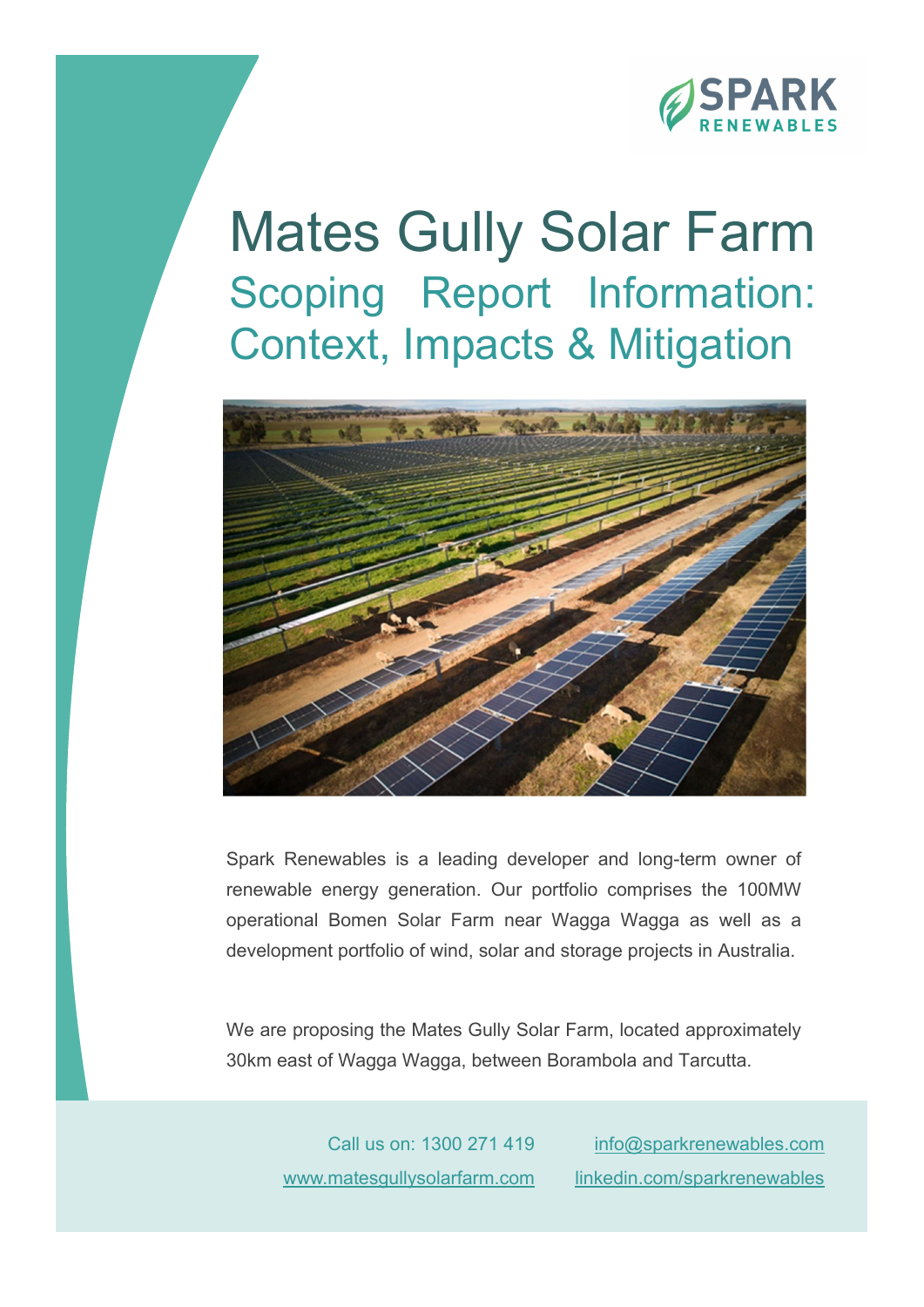SPARK RENEWABLES

# Mates Gully Solar Farm

## Scoping Report Information: Context, Impacts & Mitigation

Spark Renewables is a leading developer and long-term owner of renewable energy generation. Our portfolio comprises the 100MW operational Bomen Solar Farm near Wagga Wagga as well as a development portfolio of wind, solar and storage projects in Australia.

We are proposing the Mates Gully Solar Farm, located approximately 30km east of Wagga Wagga, between Borambola and Tarcutta.

Call us on: 1300 271 419

www.matesgullysolarfarm.com

info@sparkrenewables.com

linkedin.com/sparkrenewables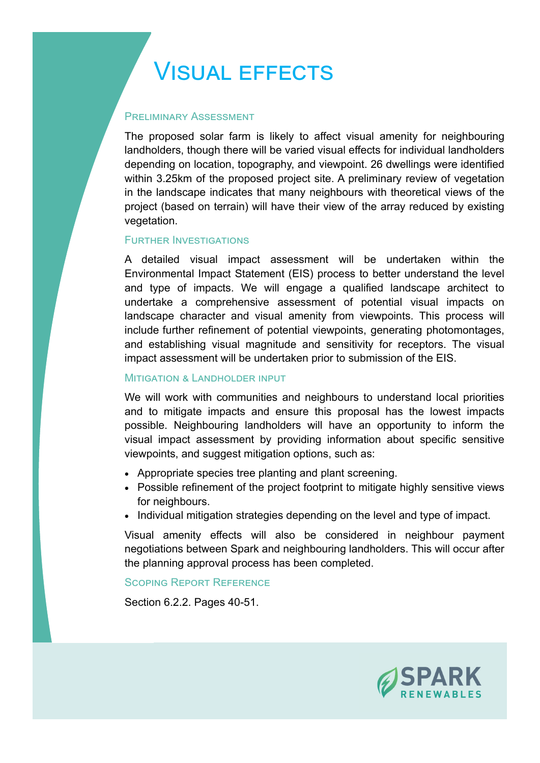# Visual effects

### Preliminary Assessment

The proposed solar farm is likely to affect visual amenity for neighbouring landholders, though there will be varied visual effects for individual landholders depending on location, topography, and viewpoint. 26 dwellings were identified within 3.25km of the proposed project site. A preliminary review of vegetation in the landscape indicates that many neighbours with theoretical views of the project (based on terrain) will have their view of the array reduced by existing vegetation.

### Further Investigations

A detailed visual impact assessment will be undertaken within the Environmental Impact Statement (EIS) process to better understand the level and type of impacts. We will engage a qualified landscape architect to undertake a comprehensive assessment of potential visual impacts on landscape character and visual amenity from viewpoints. This process will include further refinement of potential viewpoints, generating photomontages, and establishing visual magnitude and sensitivity for receptors. The visual impact assessment will be undertaken prior to submission of the EIS.

### Mitigation & Landholder Input

We will work with communities and neighbours to understand local priorities and to mitigate impacts and ensure this proposal has the lowest impacts possible. Neighbouring landholders will have an opportunity to inform the visual impact assessment by providing information about specific sensitive viewpoints, and suggest mitigation options, such as:

- Appropriate species tree planting and plant screening.
- Possible refinement of the project footprint to mitigate highly sensitive views for neighbours.
- Individual mitigation strategies depending on the level and type of impact.

Visual amenity effects will also be considered in neighbour payment negotiations between Spark and neighbouring landholders. This will occur after the planning approval process has been completed.

### Scoping Report Reference

Section 6.2.2. Pages 40-51.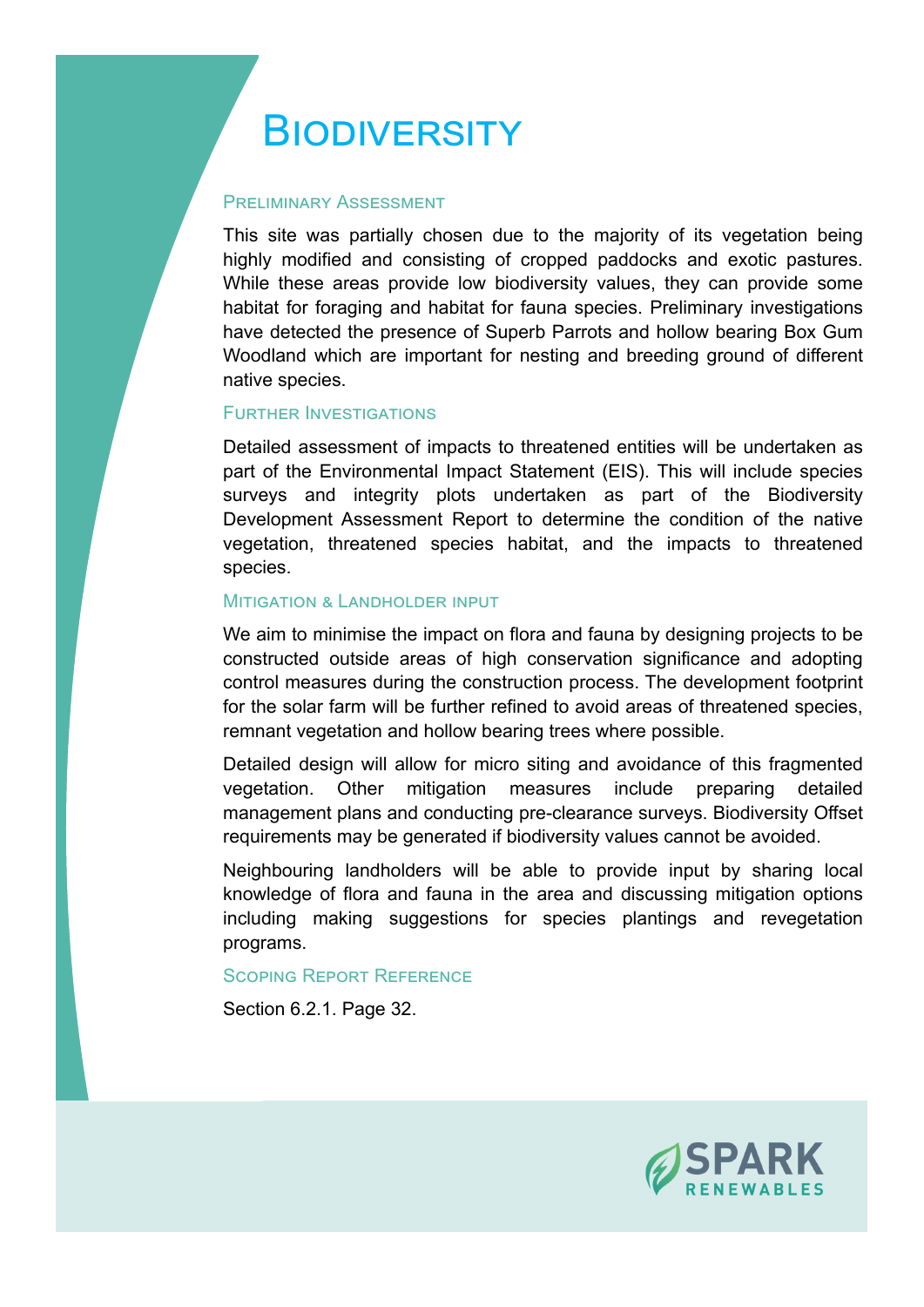# Biodiversity

## Preliminary Assessment

This site was partially chosen due to the majority of its vegetation being highly modified and consisting of cropped paddocks and exotic pastures. While these areas provide low biodiversity values, they can provide some habitat for foraging and habitat for fauna species. Preliminary investigations have detected the presence of Superb Parrots and hollow bearing Box Gum Woodland which are important for nesting and breeding ground of different native species.

## Further Investigations

Detailed assessment of impacts to threatened entities will be undertaken as part of the Environmental Impact Statement (EIS). This will include species surveys and integrity plots undertaken as part of the Biodiversity Development Assessment Report to determine the condition of the native vegetation, threatened species habitat, and the impacts to threatened species.

## Mitigation & Landholder Input

We aim to minimise the impact on flora and fauna by designing projects to be constructed outside areas of high conservation significance and adopting control measures during the construction process. The development footprint for the solar farm will be further refined to avoid areas of threatened species, remnant vegetation and hollow bearing trees where possible.

Detailed design will allow for micro siting and avoidance of this fragmented vegetation. Other mitigation measures include preparing detailed management plans and conducting pre-clearance surveys. Biodiversity Offset requirements may be generated if biodiversity values cannot be avoided.

Neighbouring landholders will be able to provide input by sharing local knowledge of flora and fauna in the area and discussing mitigation options including making suggestions for species plantings and revegetation programs.

## Scoping Report Reference

Section 6.2.1. Page 32.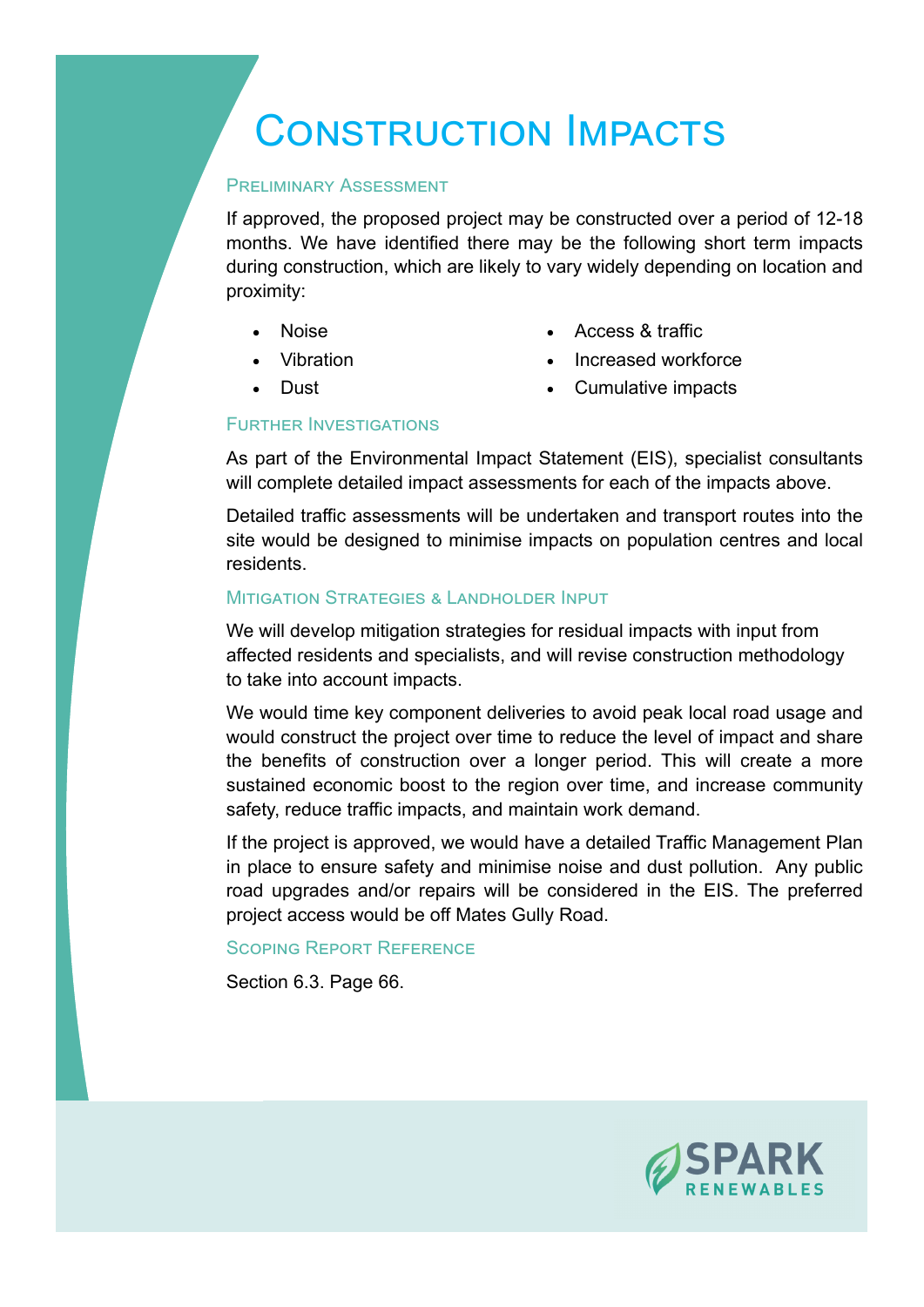# Construction Impacts

## Preliminary Assessment

If approved, the proposed project may be constructed over a period of 12-18 months. We have identified there may be the following short term impacts during construction, which are likely to vary widely depending on location and proximity:

- Noise
- Vibration
- Dust
- Access & traffic
- Increased workforce
- Cumulative impacts

## Further Investigations

As part of the Environmental Impact Statement (EIS), specialist consultants will complete detailed impact assessments for each of the impacts above.

Detailed traffic assessments will be undertaken and transport routes into the site would be designed to minimise impacts on population centres and local residents.

## Mitigation Strategies & Landholder Input

We will develop mitigation strategies for residual impacts with input from affected residents and specialists, and will revise construction methodology to take into account impacts.

We would time key component deliveries to avoid peak local road usage and would construct the project over time to reduce the level of impact and share the benefits of construction over a longer period. This will create a more sustained economic boost to the region over time, and increase community safety, reduce traffic impacts, and maintain work demand.

If the project is approved, we would have a detailed Traffic Management Plan in place to ensure safety and minimise noise and dust pollution. Any public road upgrades and/or repairs will be considered in the EIS. The preferred project access would be off Mates Gully Road.

## Scoping Report Reference

Section 6.3. Page 66.

SPARK RENEWABLES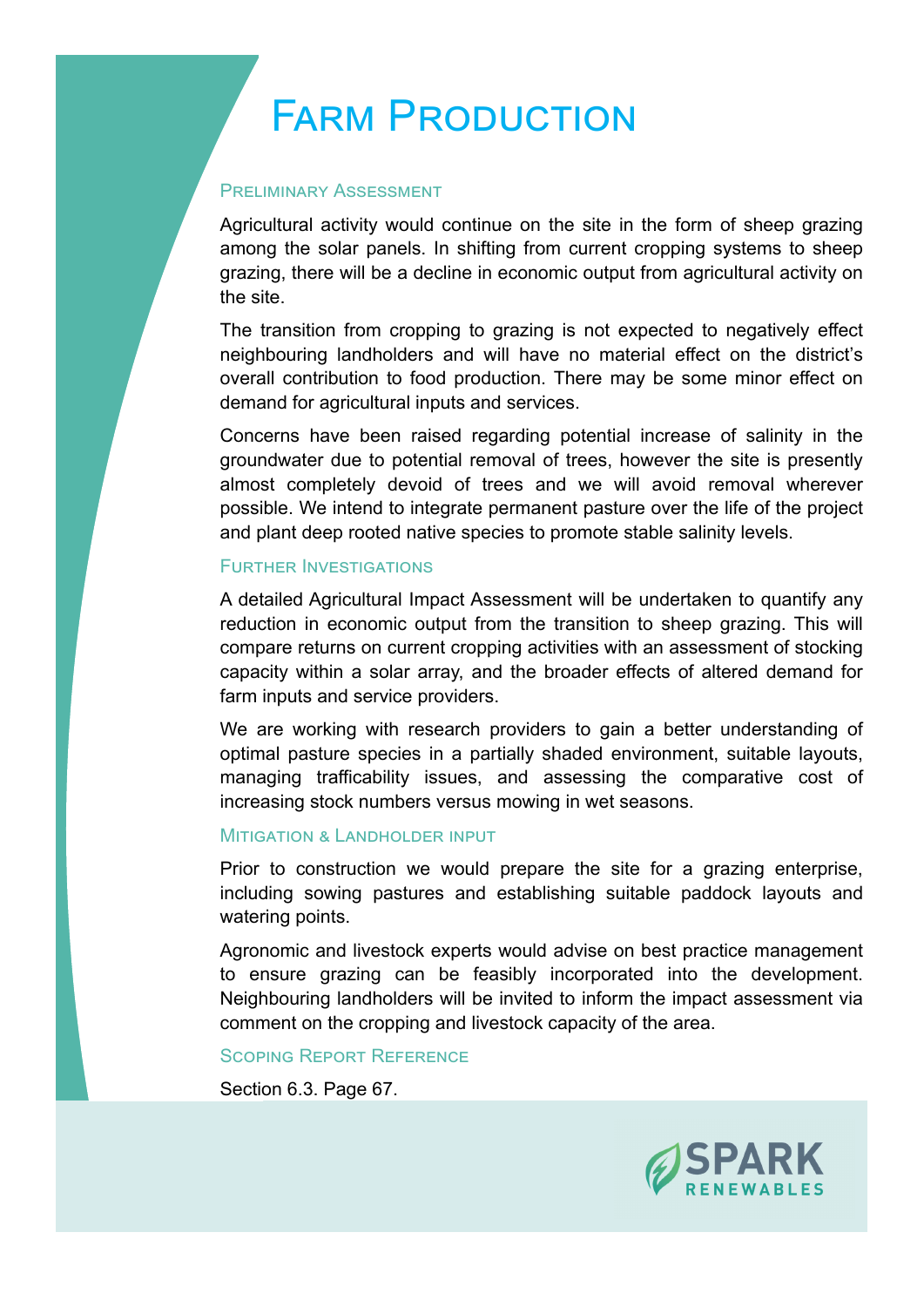# Farm Production

## Preliminary Assessment

Agricultural activity would continue on the site in the form of sheep grazing among the solar panels. In shifting from current cropping systems to sheep grazing, there will be a decline in economic output from agricultural activity on the site.

The transition from cropping to grazing is not expected to negatively effect neighbouring landholders and will have no material effect on the district's overall contribution to food production. There may be some minor effect on demand for agricultural inputs and services.

Concerns have been raised regarding potential increase of salinity in the groundwater due to potential removal of trees, however the site is presently almost completely devoid of trees and we will avoid removal wherever possible. We intend to integrate permanent pasture over the life of the project and plant deep rooted native species to promote stable salinity levels.

## Further Investigations

A detailed Agricultural Impact Assessment will be undertaken to quantify any reduction in economic output from the transition to sheep grazing. This will compare returns on current cropping activities with an assessment of stocking capacity within a solar array, and the broader effects of altered demand for farm inputs and service providers.

We are working with research providers to gain a better understanding of optimal pasture species in a partially shaded environment, suitable layouts, managing trafficability issues, and assessing the comparative cost of increasing stock numbers versus mowing in wet seasons.

## Mitigation & Landholder input

Prior to construction we would prepare the site for a grazing enterprise, including sowing pastures and establishing suitable paddock layouts and watering points.

Agronomic and livestock experts would advise on best practice management to ensure grazing can be feasibly incorporated into the development. Neighbouring landholders will be invited to inform the impact assessment via comment on the cropping and livestock capacity of the area.

## Scoping Report Reference

Section 6.3. Page 67.

SPARK RENEWABLES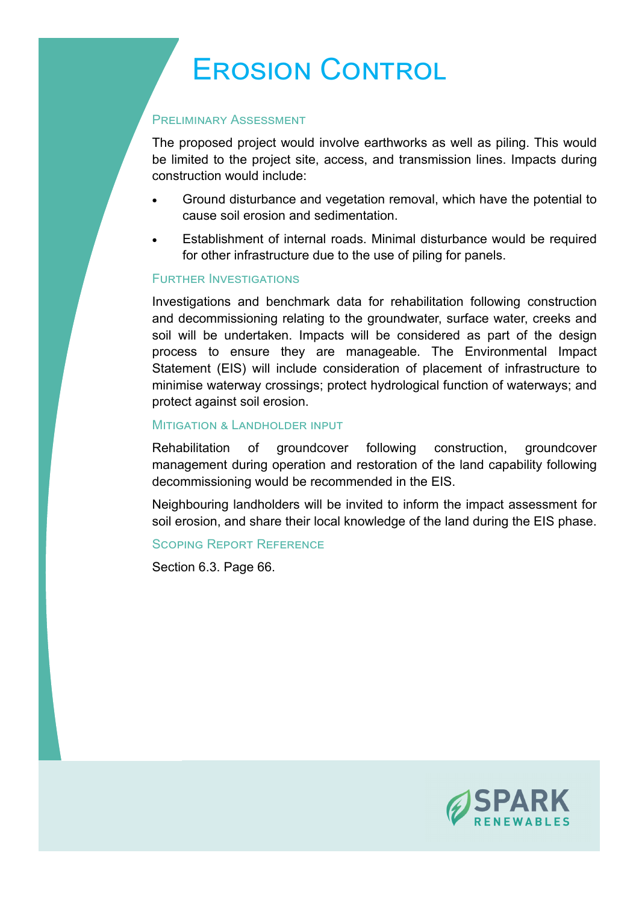# Erosion Control

## Preliminary Assessment

The proposed project would involve earthworks as well as piling. This would be limited to the project site, access, and transmission lines. Impacts during construction would include:

- Ground disturbance and vegetation removal, which have the potential to cause soil erosion and sedimentation.
- Establishment of internal roads. Minimal disturbance would be required for other infrastructure due to the use of piling for panels.

## Further Investigations

Investigations and benchmark data for rehabilitation following construction and decommissioning relating to the groundwater, surface water, creeks and soil will be undertaken. Impacts will be considered as part of the design process to ensure they are manageable. The Environmental Impact Statement (EIS) will include consideration of placement of infrastructure to minimise waterway crossings; protect hydrological function of waterways; and protect against soil erosion.

## Mitigation & Landholder input

Rehabilitation of groundcover following construction, groundcover management during operation and restoration of the land capability following decommissioning would be recommended in the EIS.

Neighbouring landholders will be invited to inform the impact assessment for soil erosion, and share their local knowledge of the land during the EIS phase.

## Scoping Report Reference

Section 6.3. Page 66.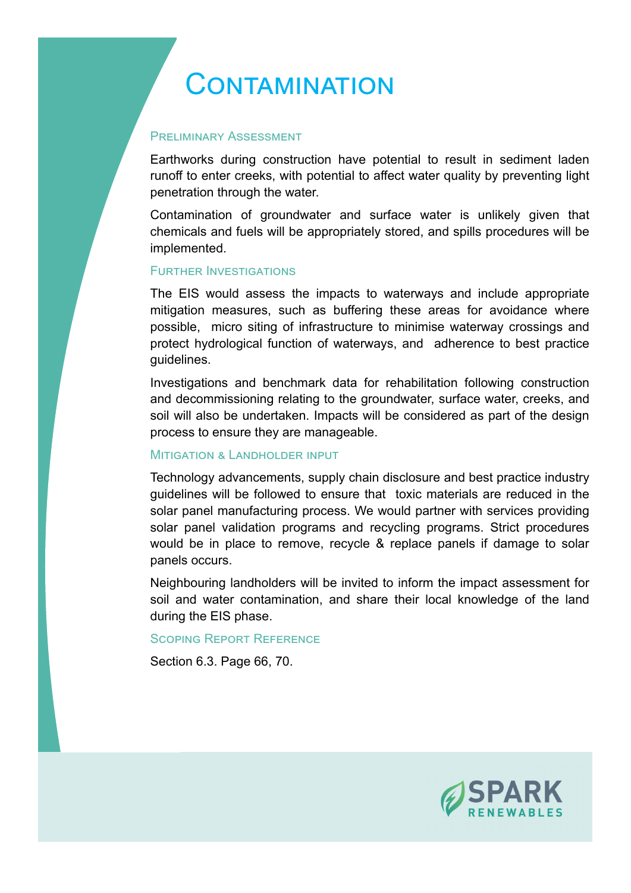# Contamination

## Preliminary Assessment

Earthworks during construction have potential to result in sediment laden runoff to enter creeks, with potential to affect water quality by preventing light penetration through the water.

Contamination of groundwater and surface water is unlikely given that chemicals and fuels will be appropriately stored, and spills procedures will be implemented.

## Further Investigations

The EIS would assess the impacts to waterways and include appropriate mitigation measures, such as buffering these areas for avoidance where possible, micro siting of infrastructure to minimise waterway crossings and protect hydrological function of waterways, and adherence to best practice guidelines.

Investigations and benchmark data for rehabilitation following construction and decommissioning relating to the groundwater, surface water, creeks, and soil will also be undertaken. Impacts will be considered as part of the design process to ensure they are manageable.

## Mitigation & Landholder input

Technology advancements, supply chain disclosure and best practice industry guidelines will be followed to ensure that toxic materials are reduced in the solar panel manufacturing process. We would partner with services providing solar panel validation programs and recycling programs. Strict procedures would be in place to remove, recycle & replace panels if damage to solar panels occurs.

Neighbouring landholders will be invited to inform the impact assessment for soil and water contamination, and share their local knowledge of the land during the EIS phase.

## Scoping Report Reference

Section 6.3. Page 66, 70.

SPARK RENEWABLES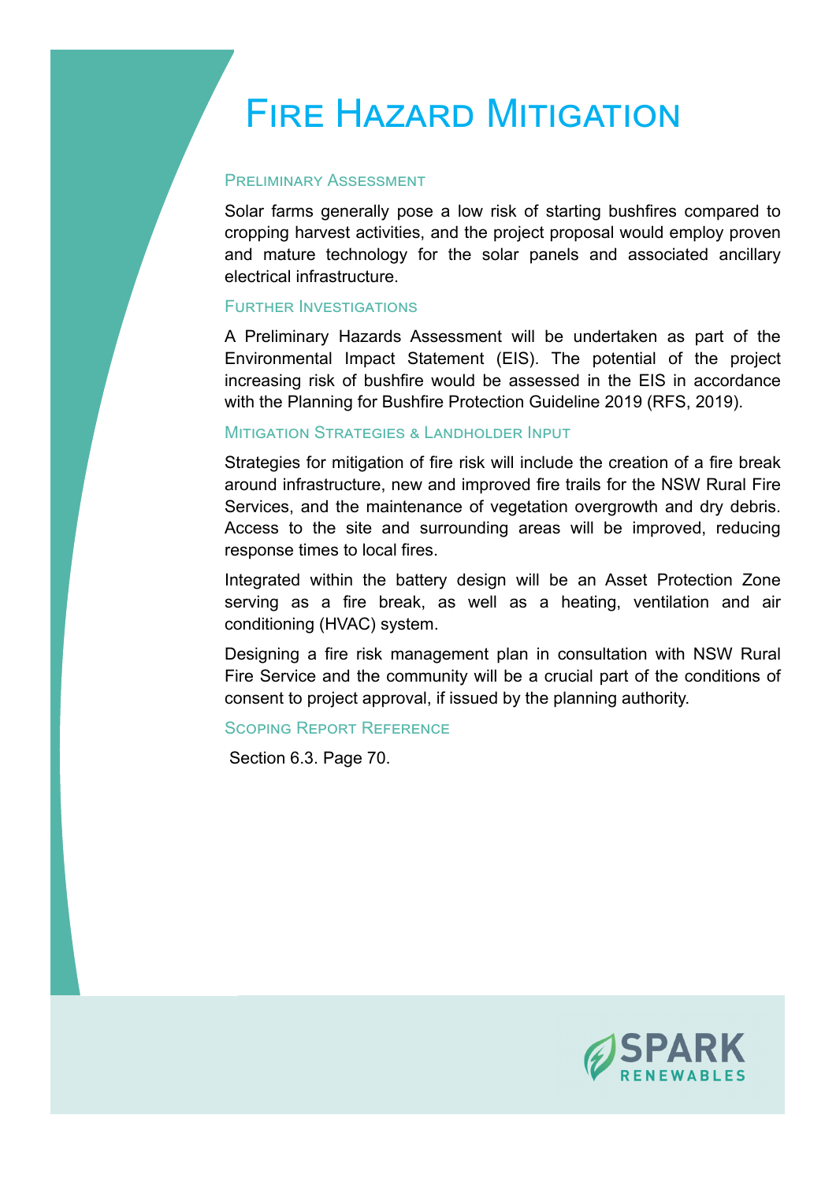# Fire Hazard Mitigation

## Preliminary Assessment

Solar farms generally pose a low risk of starting bushfires compared to cropping harvest activities, and the project proposal would employ proven and mature technology for the solar panels and associated ancillary electrical infrastructure.

## Further Investigations

A Preliminary Hazards Assessment will be undertaken as part of the Environmental Impact Statement (EIS). The potential of the project increasing risk of bushfire would be assessed in the EIS in accordance with the Planning for Bushfire Protection Guideline 2019 (RFS, 2019).

## Mitigation Strategies & Landholder Input

Strategies for mitigation of fire risk will include the creation of a fire break around infrastructure, new and improved fire trails for the NSW Rural Fire Services, and the maintenance of vegetation overgrowth and dry debris. Access to the site and surrounding areas will be improved, reducing response times to local fires.

Integrated within the battery design will be an Asset Protection Zone serving as a fire break, as well as a heating, ventilation and air conditioning (HVAC) system.

Designing a fire risk management plan in consultation with NSW Rural Fire Service and the community will be a crucial part of the conditions of consent to project approval, if issued by the planning authority.

## Scoping Report Reference

Section 6.3. Page 70.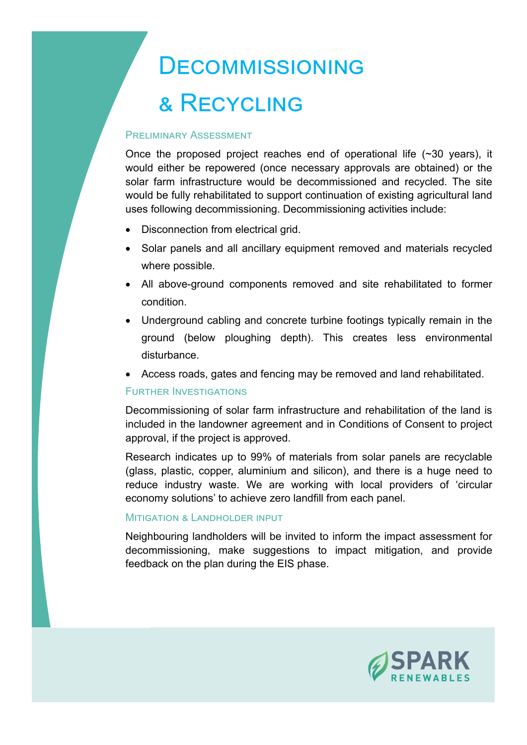# Decommissioning & Recycling

## Preliminary Assessment

Once the proposed project reaches end of operational life (~30 years), it would either be repowered (once necessary approvals are obtained) or the solar farm infrastructure would be decommissioned and recycled. The site would be fully rehabilitated to support continuation of existing agricultural land uses following decommissioning. Decommissioning activities include:

- Disconnection from electrical grid.
- Solar panels and all ancillary equipment removed and materials recycled where possible.
- All above-ground components removed and site rehabilitated to former condition.
- Underground cabling and concrete turbine footings typically remain in the ground (below ploughing depth). This creates less environmental disturbance.
- Access roads, gates and fencing may be removed and land rehabilitated.

## Further Investigations

Decommissioning of solar farm infrastructure and rehabilitation of the land is included in the landowner agreement and in Conditions of Consent to project approval, if the project is approved.

Research indicates up to 99% of materials from solar panels are recyclable (glass, plastic, copper, aluminium and silicon), and there is a huge need to reduce industry waste. We are working with local providers of 'circular economy solutions' to achieve zero landfill from each panel.

## Mitigation & Landholder input

Neighbouring landholders will be invited to inform the impact assessment for decommissioning, make suggestions to impact mitigation, and provide feedback on the plan during the EIS phase.

SPARK RENEWABLES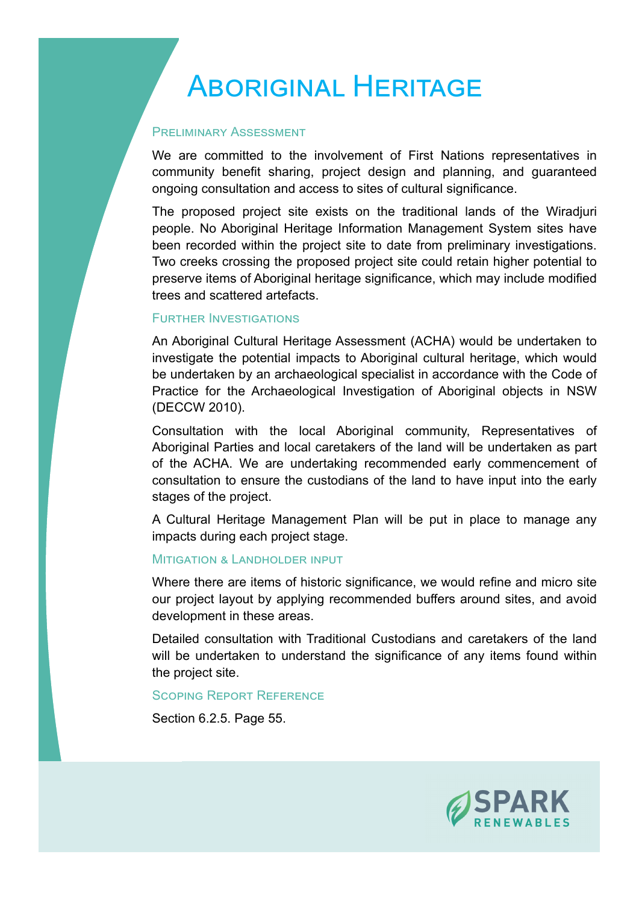# Aboriginal Heritage

## Preliminary Assessment

We are committed to the involvement of First Nations representatives in community benefit sharing, project design and planning, and guaranteed ongoing consultation and access to sites of cultural significance.

The proposed project site exists on the traditional lands of the Wiradjuri people. No Aboriginal Heritage Information Management System sites have been recorded within the project site to date from preliminary investigations. Two creeks crossing the proposed project site could retain higher potential to preserve items of Aboriginal heritage significance, which may include modified trees and scattered artefacts.

## Further Investigations

An Aboriginal Cultural Heritage Assessment (ACHA) would be undertaken to investigate the potential impacts to Aboriginal cultural heritage, which would be undertaken by an archaeological specialist in accordance with the Code of Practice for the Archaeological Investigation of Aboriginal objects in NSW (DECCW 2010).

Consultation with the local Aboriginal community, Representatives of Aboriginal Parties and local caretakers of the land will be undertaken as part of the ACHA. We are undertaking recommended early commencement of consultation to ensure the custodians of the land to have input into the early stages of the project.

A Cultural Heritage Management Plan will be put in place to manage any impacts during each project stage.

## Mitigation & Landholder input

Where there are items of historic significance, we would refine and micro site our project layout by applying recommended buffers around sites, and avoid development in these areas.

Detailed consultation with Traditional Custodians and caretakers of the land will be undertaken to understand the significance of any items found within the project site.

## Scoping Report Reference

Section 6.2.5. Page 55.

SPARK RENEWABLES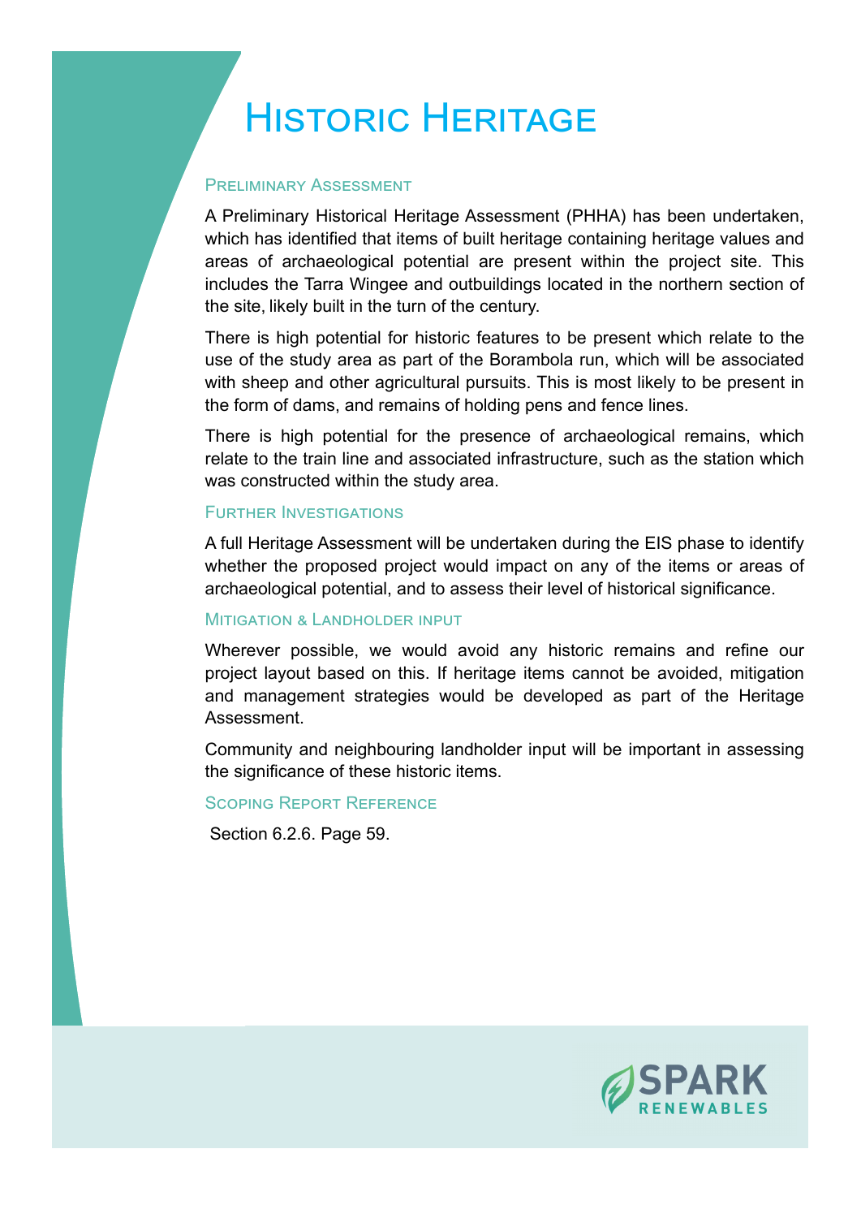# Historic Heritage

## Preliminary Assessment

A Preliminary Historical Heritage Assessment (PHHA) has been undertaken, which has identified that items of built heritage containing heritage values and areas of archaeological potential are present within the project site. This includes the Tarra Wingee and outbuildings located in the northern section of the site, likely built in the turn of the century.

There is high potential for historic features to be present which relate to the use of the study area as part of the Borambola run, which will be associated with sheep and other agricultural pursuits. This is most likely to be present in the form of dams, and remains of holding pens and fence lines.

There is high potential for the presence of archaeological remains, which relate to the train line and associated infrastructure, such as the station which was constructed within the study area.

## Further Investigations

A full Heritage Assessment will be undertaken during the EIS phase to identify whether the proposed project would impact on any of the items or areas of archaeological potential, and to assess their level of historical significance.

## Mitigation & Landholder input

Wherever possible, we would avoid any historic remains and refine our project layout based on this. If heritage items cannot be avoided, mitigation and management strategies would be developed as part of the Heritage Assessment.

Community and neighbouring landholder input will be important in assessing the significance of these historic items.

## Scoping Report Reference

Section 6.2.6. Page 59.

SPARK RENEWABLES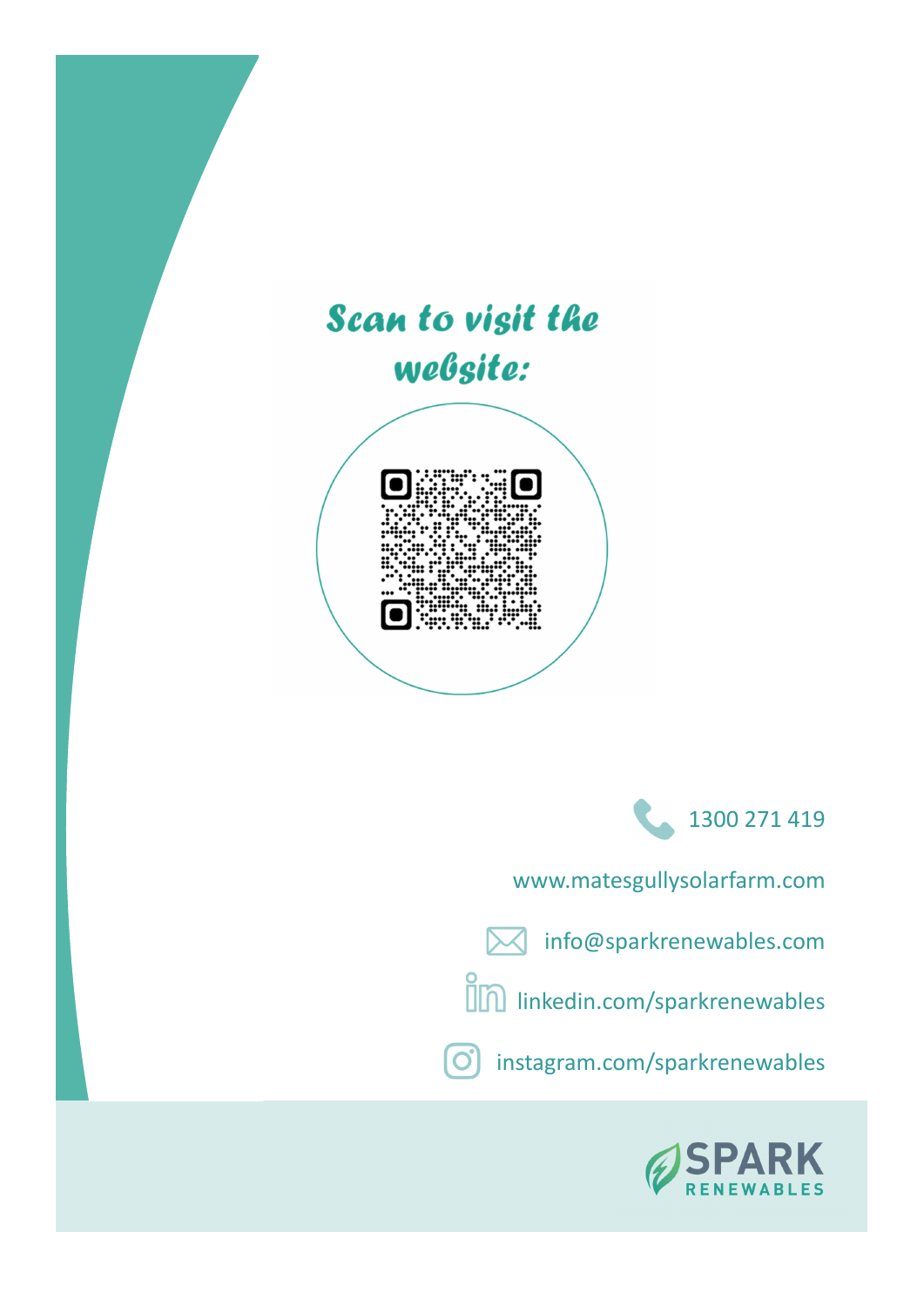## Scan to visit the website:

1300 271 419

www.matesgullysolarfarm.com

info@sparkrenewables.com

linkedin.com/sparkrenewables

instagram.com/sparkrenewables

SPARK RENEWABLES